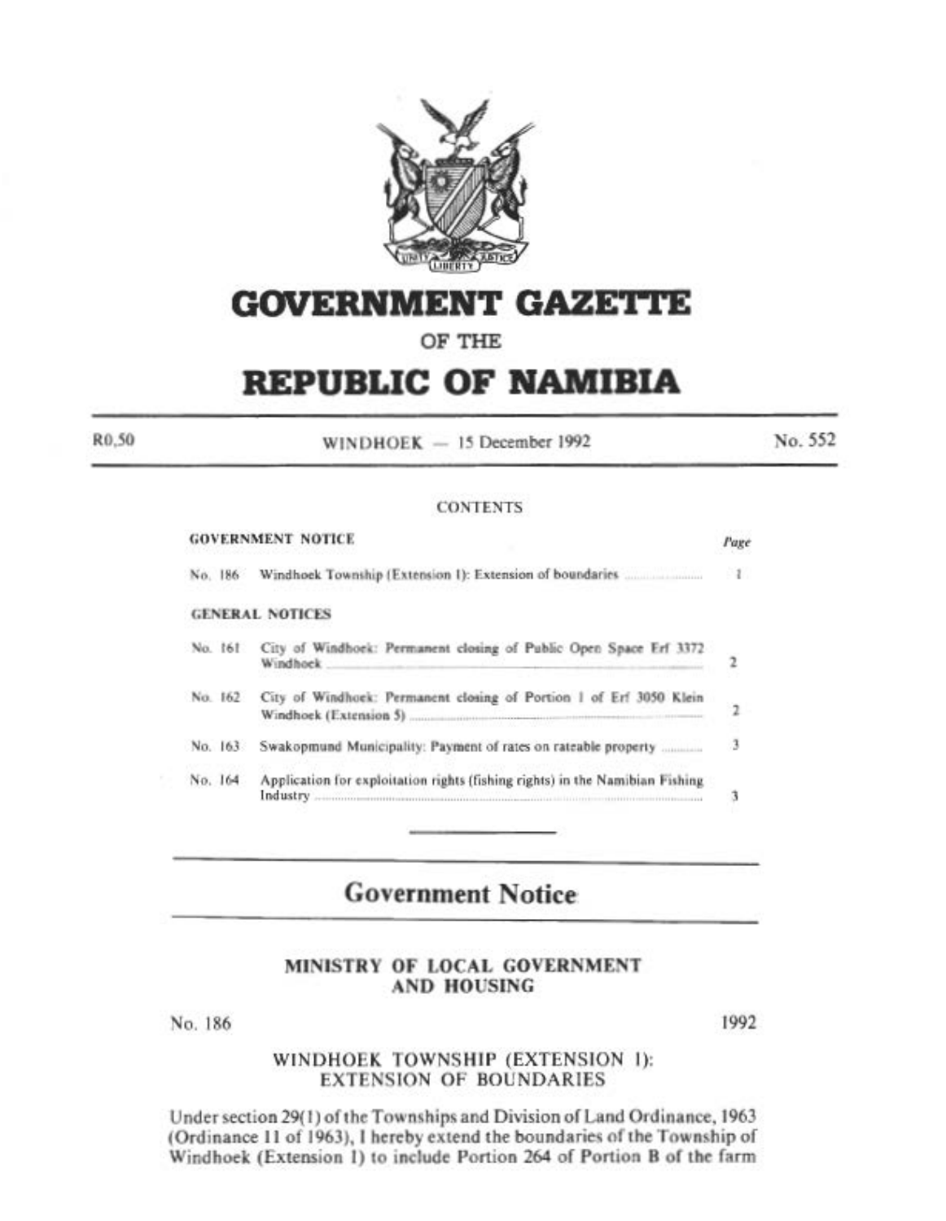# GOVERNMENT GAZETTE

OF THE

# REPUBLIC OF NAMIBIA

R0,50 | WINDHOEK — 15 December 1992 | No. 552

CONTENTS

| GOVERNMENT NOTICE | | Page |
|---|---|---|
| No. 186 | Windhoek Township (Extension 1): Extension of boundaries | 1 |
| **GENERAL NOTICES** | | |
| No. 161 | City of Windhoek: Permanent closing of Public Open Space Erf 3372 Windhoek | 2 |
| No. 162 | City of Windhoek: Permanent closing of Portion 1 of Erf 3050 Klein Windhoek (Extension 5) | 2 |
| No. 163 | Swakopmund Municipality: Payment of rates on rateable property | 3 |
| No. 164 | Application for exploitation rights (fishing rights) in the Namibian Fishing Industry | 3 |

## Government Notice

### MINISTRY OF LOCAL GOVERNMENT AND HOUSING

No. 186 | 1992

### WINDHOEK TOWNSHIP (EXTENSION 1): EXTENSION OF BOUNDARIES

Under section 29(1) of the Townships and Division of Land Ordinance, 1963 (Ordinance 11 of 1963), I hereby extend the boundaries of the Township of Windhoek (Extension 1) to include Portion 264 of Portion B of the farm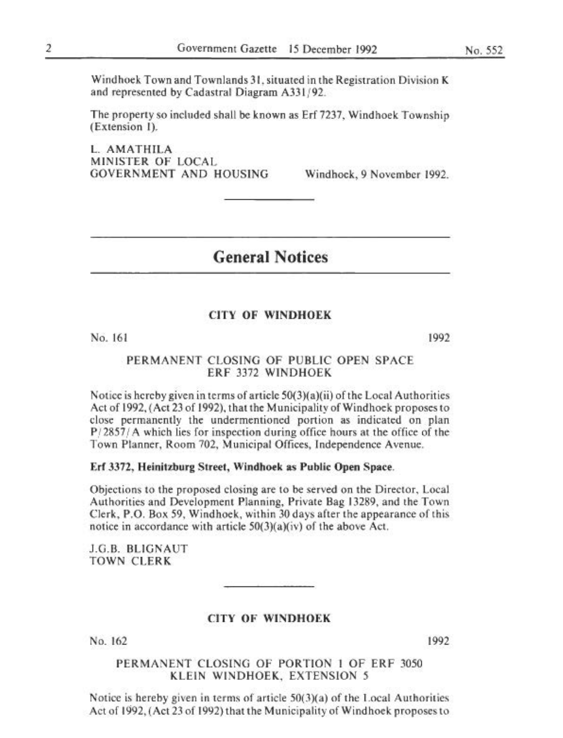Windhoek Town and Townlands 31, situated in the Registration Division K and represented by Cadastral Diagram A331/92.

The property so included shall be known as Erf 7237, Windhoek Township (Extension 1).

L. AMATHILA
MINISTER OF LOCAL
GOVERNMENT AND HOUSING — Windhoek, 9 November 1992.

---

## General Notices

### CITY OF WINDHOEK

No. 161 — 1992

#### PERMANENT CLOSING OF PUBLIC OPEN SPACE ERF 3372 WINDHOEK

Notice is hereby given in terms of article 50(3)(a)(ii) of the Local Authorities Act of 1992, (Act 23 of 1992), that the Municipality of Windhoek proposes to close permanently the undermentioned portion as indicated on plan P/2857/A which lies for inspection during office hours at the office of the Town Planner, Room 702, Municipal Offices, Independence Avenue.

**Erf 3372, Heinitzburg Street, Windhoek as Public Open Space.**

Objections to the proposed closing are to be served on the Director, Local Authorities and Development Planning, Private Bag 13289, and the Town Clerk, P.O. Box 59, Windhoek, within 30 days after the appearance of this notice in accordance with article 50(3)(a)(iv) of the above Act.

J.G.B. BLIGNAUT
TOWN CLERK

---

### CITY OF WINDHOEK

No. 162 — 1992

#### PERMANENT CLOSING OF PORTION 1 OF ERF 3050 KLEIN WINDHOEK, EXTENSION 5

Notice is hereby given in terms of article 50(3)(a) of the Local Authorities Act of 1992, (Act 23 of 1992) that the Municipality of Windhoek proposes to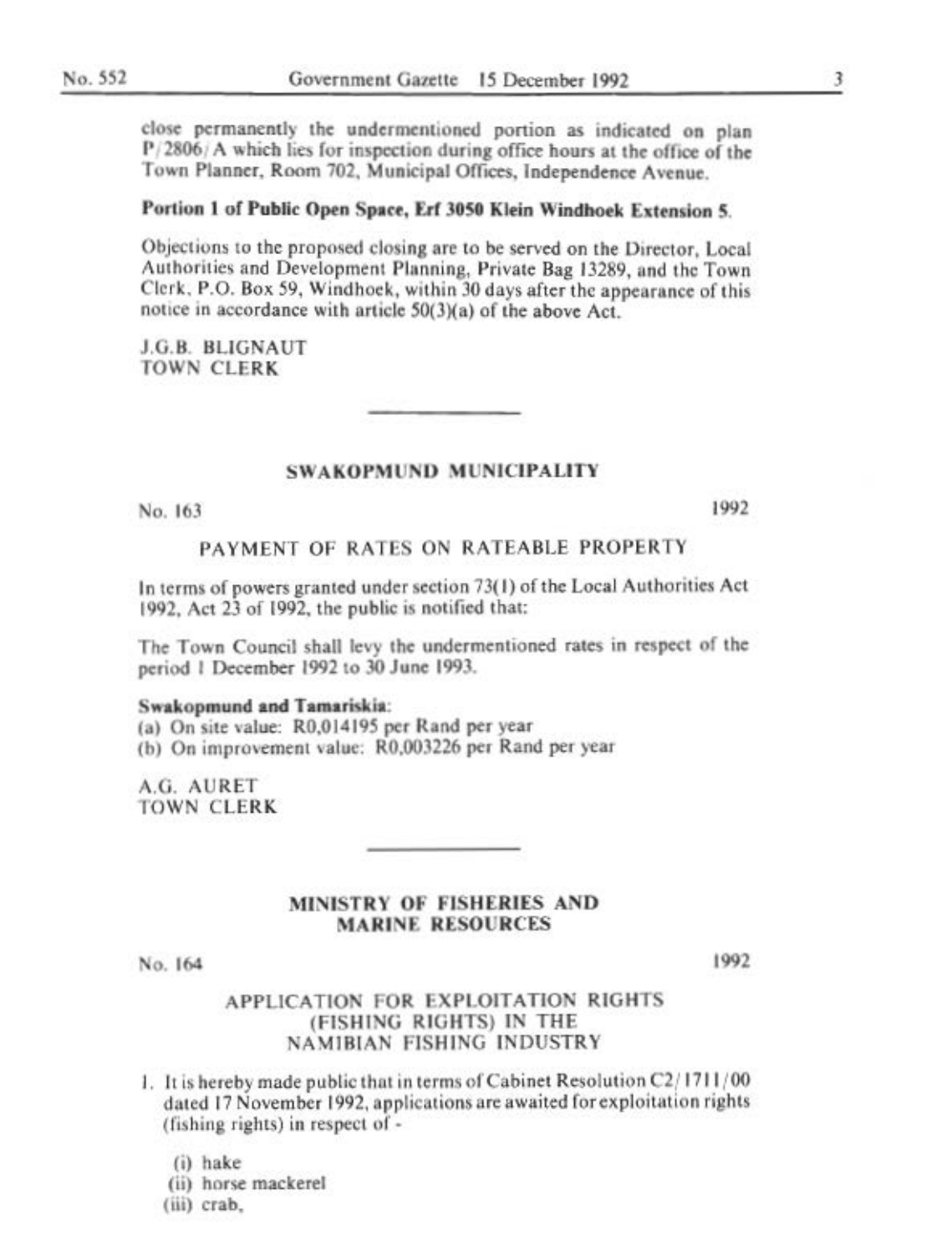close permanently the undermentioned portion as indicated on plan P/2806/A which lies for inspection during office hours at the office of the Town Planner, Room 702, Municipal Offices, Independence Avenue.

**Portion 1 of Public Open Space, Erf 3050 Klein Windhoek Extension 5.**

Objections to the proposed closing are to be served on the Director, Local Authorities and Development Planning, Private Bag 13289, and the Town Clerk, P.O. Box 59, Windhoek, within 30 days after the appearance of this notice in accordance with article 50(3)(a) of the above Act.

J.G.B. BLIGNAUT
TOWN CLERK

---

## SWAKOPMUND MUNICIPALITY

No. 163 1992

### PAYMENT OF RATES ON RATEABLE PROPERTY

In terms of powers granted under section 73(1) of the Local Authorities Act 1992, Act 23 of 1992, the public is notified that:

The Town Council shall levy the undermentioned rates in respect of the period 1 December 1992 to 30 June 1993.

**Swakopmund and Tamariskia:**
(a) On site value: R0,014195 per Rand per year
(b) On improvement value: R0,003226 per Rand per year

A.G. AURET
TOWN CLERK

---

## MINISTRY OF FISHERIES AND MARINE RESOURCES

No. 164 1992

### APPLICATION FOR EXPLOITATION RIGHTS (FISHING RIGHTS) IN THE NAMIBIAN FISHING INDUSTRY

1. It is hereby made public that in terms of Cabinet Resolution C2/1711/00 dated 17 November 1992, applications are awaited for exploitation rights (fishing rights) in respect of -

   (i) hake
   (ii) horse mackerel
   (iii) crab,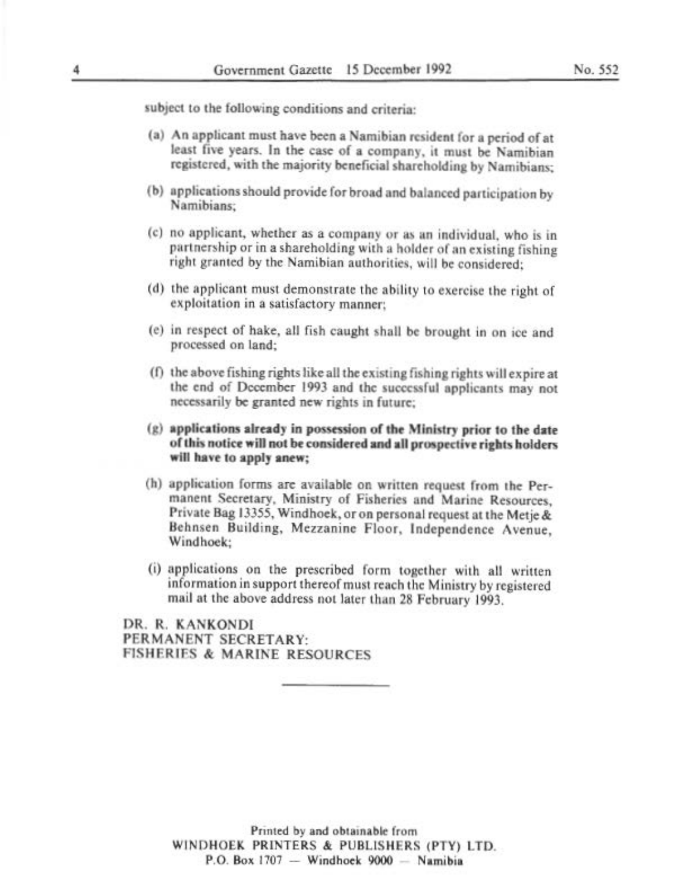subject to the following conditions and criteria:

(a) An applicant must have been a Namibian resident for a period of at least five years. In the case of a company, it must be Namibian registered, with the majority beneficial shareholding by Namibians;

(b) applications should provide for broad and balanced participation by Namibians;

(c) no applicant, whether as a company or as an individual, who is in partnership or in a shareholding with a holder of an existing fishing right granted by the Namibian authorities, will be considered;

(d) the applicant must demonstrate the ability to exercise the right of exploitation in a satisfactory manner;

(e) in respect of hake, all fish caught shall be brought in on ice and processed on land;

(f) the above fishing rights like all the existing fishing rights will expire at the end of December 1993 and the successful applicants may not necessarily be granted new rights in future;

(g) **applications already in possession of the Ministry prior to the date of this notice will not be considered and all prospective rights holders will have to apply anew;**

(h) application forms are available on written request from the Permanent Secretary, Ministry of Fisheries and Marine Resources, Private Bag 13355, Windhoek, or on personal request at the Metje & Behnsen Building, Mezzanine Floor, Independence Avenue, Windhoek;

(i) applications on the prescribed form together with all written information in support thereof must reach the Ministry by registered mail at the above address not later than 28 February 1993.

DR. R. KANKONDI
PERMANENT SECRETARY:
FISHERIES & MARINE RESOURCES

---

Printed by and obtainable from
WINDHOEK PRINTERS & PUBLISHERS (PTY) LTD.
P.O. Box 1707 — Windhoek 9000 — Namibia